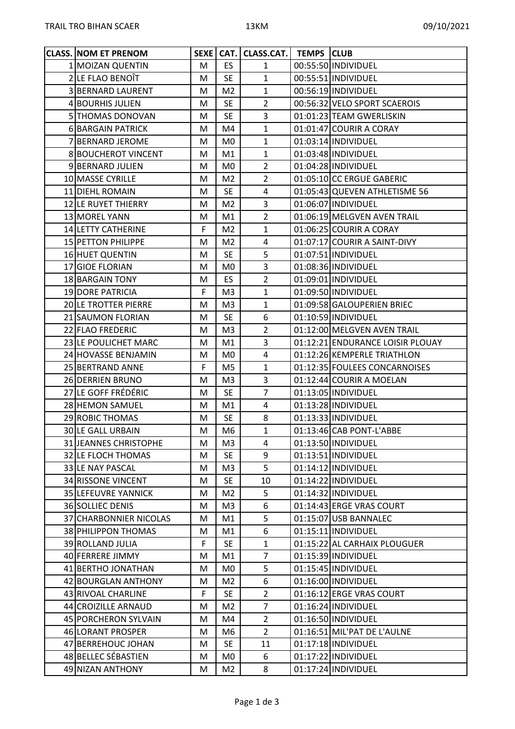TRAIL TRO BIHAN SCAER 13KM 09/10/2021

| CLASS. | NOM ET PRENOM | SEXE | CAT. | CLASS.CAT. | TEMPS | CLUB |
|---|---|---|---|---|---|---|
| 1 | MOIZAN QUENTIN | M | ES | 1 | 00:55:50 | INDIVIDUEL |
| 2 | LE FLAO BENOÎT | M | SE | 1 | 00:55:51 | INDIVIDUEL |
| 3 | BERNARD LAURENT | M | M2 | 1 | 00:56:19 | INDIVIDUEL |
| 4 | BOURHIS JULIEN | M | SE | 2 | 00:56:32 | VELO SPORT SCAEROIS |
| 5 | THOMAS DONOVAN | M | SE | 3 | 01:01:23 | TEAM GWERLISKIN |
| 6 | BARGAIN PATRICK | M | M4 | 1 | 01:01:47 | COURIR A CORAY |
| 7 | BERNARD JEROME | M | M0 | 1 | 01:03:14 | INDIVIDUEL |
| 8 | BOUCHEROT VINCENT | M | M1 | 1 | 01:03:48 | INDIVIDUEL |
| 9 | BERNARD JULIEN | M | M0 | 2 | 01:04:28 | INDIVIDUEL |
| 10 | MASSE CYRILLE | M | M2 | 2 | 01:05:10 | CC ERGUE GABERIC |
| 11 | DIEHL ROMAIN | M | SE | 4 | 01:05:43 | QUEVEN ATHLETISME 56 |
| 12 | LE RUYET THIERRY | M | M2 | 3 | 01:06:07 | INDIVIDUEL |
| 13 | MOREL YANN | M | M1 | 2 | 01:06:19 | MELGVEN AVEN TRAIL |
| 14 | LETTY CATHERINE | F | M2 | 1 | 01:06:25 | COURIR A CORAY |
| 15 | PETTON PHILIPPE | M | M2 | 4 | 01:07:17 | COURIR A SAINT-DIVY |
| 16 | HUET QUENTIN | M | SE | 5 | 01:07:51 | INDIVIDUEL |
| 17 | GIOE FLORIAN | M | M0 | 3 | 01:08:36 | INDIVIDUEL |
| 18 | BARGAIN TONY | M | ES | 2 | 01:09:01 | INDIVIDUEL |
| 19 | DORE PATRICIA | F | M3 | 1 | 01:09:50 | INDIVIDUEL |
| 20 | LE TROTTER PIERRE | M | M3 | 1 | 01:09:58 | GALOUPERIEN BRIEC |
| 21 | SAUMON FLORIAN | M | SE | 6 | 01:10:59 | INDIVIDUEL |
| 22 | FLAO FREDERIC | M | M3 | 2 | 01:12:00 | MELGVEN AVEN TRAIL |
| 23 | LE POULICHET MARC | M | M1 | 3 | 01:12:21 | ENDURANCE LOISIR PLOUAY |
| 24 | HOVASSE BENJAMIN | M | M0 | 4 | 01:12:26 | KEMPERLE TRIATHLON |
| 25 | BERTRAND ANNE | F | M5 | 1 | 01:12:35 | FOULEES CONCARNOISES |
| 26 | DERRIEN BRUNO | M | M3 | 3 | 01:12:44 | COURIR A MOELAN |
| 27 | LE GOFF FRÉDÉRIC | M | SE | 7 | 01:13:05 | INDIVIDUEL |
| 28 | HEMON SAMUEL | M | M1 | 4 | 01:13:28 | INDIVIDUEL |
| 29 | ROBIC THOMAS | M | SE | 8 | 01:13:33 | INDIVIDUEL |
| 30 | LE GALL URBAIN | M | M6 | 1 | 01:13:46 | CAB PONT-L'ABBE |
| 31 | JEANNES CHRISTOPHE | M | M3 | 4 | 01:13:50 | INDIVIDUEL |
| 32 | LE FLOCH THOMAS | M | SE | 9 | 01:13:51 | INDIVIDUEL |
| 33 | LE NAY PASCAL | M | M3 | 5 | 01:14:12 | INDIVIDUEL |
| 34 | RISSONE VINCENT | M | SE | 10 | 01:14:22 | INDIVIDUEL |
| 35 | LEFEUVRE YANNICK | M | M2 | 5 | 01:14:32 | INDIVIDUEL |
| 36 | SOLLIEC DENIS | M | M3 | 6 | 01:14:43 | ERGE VRAS COURT |
| 37 | CHARBONNIER NICOLAS | M | M1 | 5 | 01:15:07 | USB BANNALEC |
| 38 | PHILIPPON THOMAS | M | M1 | 6 | 01:15:11 | INDIVIDUEL |
| 39 | ROLLAND JULIA | F | SE | 1 | 01:15:22 | AL CARHAIX PLOUGUER |
| 40 | FERRERE JIMMY | M | M1 | 7 | 01:15:39 | INDIVIDUEL |
| 41 | BERTHO JONATHAN | M | M0 | 5 | 01:15:45 | INDIVIDUEL |
| 42 | BOURGLAN ANTHONY | M | M2 | 6 | 01:16:00 | INDIVIDUEL |
| 43 | RIVOAL CHARLINE | F | SE | 2 | 01:16:12 | ERGE VRAS COURT |
| 44 | CROIZILLE ARNAUD | M | M2 | 7 | 01:16:24 | INDIVIDUEL |
| 45 | PORCHERON SYLVAIN | M | M4 | 2 | 01:16:50 | INDIVIDUEL |
| 46 | LORANT PROSPER | M | M6 | 2 | 01:16:51 | MIL'PAT DE L'AULNE |
| 47 | BERREHOUC JOHAN | M | SE | 11 | 01:17:18 | INDIVIDUEL |
| 48 | BELLEC SÉBASTIEN | M | M0 | 6 | 01:17:22 | INDIVIDUEL |
| 49 | NIZAN ANTHONY | M | M2 | 8 | 01:17:24 | INDIVIDUEL |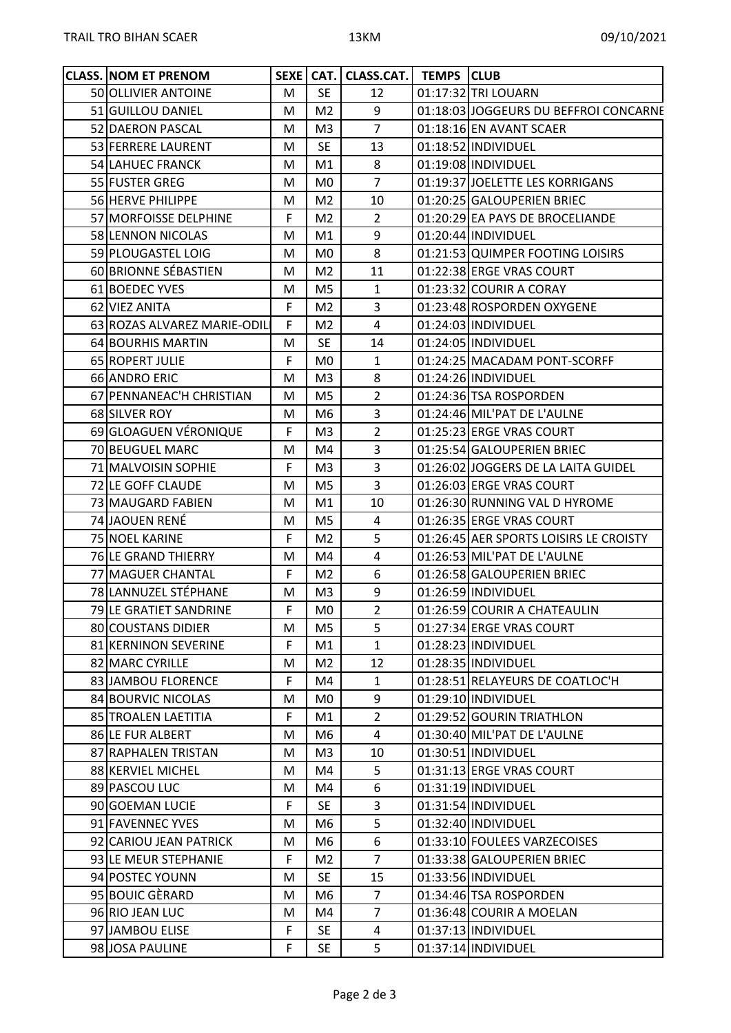| CLASS. | NOM ET PRENOM | SEXE | CAT. | CLASS.CAT. | TEMPS | CLUB |
|---|---|---|---|---|---|---|
| 50 | OLLIVIER ANTOINE | M | SE | 12 | 01:17:32 | TRI LOUARN |
| 51 | GUILLOU DANIEL | M | M2 | 9 | 01:18:03 | JOGGEURS DU BEFFROI CONCARNE |
| 52 | DAERON PASCAL | M | M3 | 7 | 01:18:16 | EN AVANT SCAER |
| 53 | FERRERE LAURENT | M | SE | 13 | 01:18:52 | INDIVIDUEL |
| 54 | LAHUEC FRANCK | M | M1 | 8 | 01:19:08 | INDIVIDUEL |
| 55 | FUSTER GREG | M | M0 | 7 | 01:19:37 | JOELETTE LES KORRIGANS |
| 56 | HERVE PHILIPPE | M | M2 | 10 | 01:20:25 | GALOUPERIEN BRIEC |
| 57 | MORFOISSE DELPHINE | F | M2 | 2 | 01:20:29 | EA PAYS DE BROCELIANDE |
| 58 | LENNON NICOLAS | M | M1 | 9 | 01:20:44 | INDIVIDUEL |
| 59 | PLOUGASTEL LOIG | M | M0 | 8 | 01:21:53 | QUIMPER FOOTING LOISIRS |
| 60 | BRIONNE SÉBASTIEN | M | M2 | 11 | 01:22:38 | ERGE VRAS COURT |
| 61 | BOEDEC YVES | M | M5 | 1 | 01:23:32 | COURIR A CORAY |
| 62 | VIEZ ANITA | F | M2 | 3 | 01:23:48 | ROSPORDEN OXYGENE |
| 63 | ROZAS ALVAREZ MARIE-ODIL | F | M2 | 4 | 01:24:03 | INDIVIDUEL |
| 64 | BOURHIS MARTIN | M | SE | 14 | 01:24:05 | INDIVIDUEL |
| 65 | ROPERT JULIE | F | M0 | 1 | 01:24:25 | MACADAM PONT-SCORFF |
| 66 | ANDRO ERIC | M | M3 | 8 | 01:24:26 | INDIVIDUEL |
| 67 | PENNANEAC'H CHRISTIAN | M | M5 | 2 | 01:24:36 | TSA ROSPORDEN |
| 68 | SILVER ROY | M | M6 | 3 | 01:24:46 | MIL'PAT DE L'AULNE |
| 69 | GLOAGUEN VÉRONIQUE | F | M3 | 2 | 01:25:23 | ERGE VRAS COURT |
| 70 | BEUGUEL MARC | M | M4 | 3 | 01:25:54 | GALOUPERIEN BRIEC |
| 71 | MALVOISIN SOPHIE | F | M3 | 3 | 01:26:02 | JOGGERS DE LA LAITA GUIDEL |
| 72 | LE GOFF CLAUDE | M | M5 | 3 | 01:26:03 | ERGE VRAS COURT |
| 73 | MAUGARD FABIEN | M | M1 | 10 | 01:26:30 | RUNNING VAL D HYROME |
| 74 | JAOUEN RENÉ | M | M5 | 4 | 01:26:35 | ERGE VRAS COURT |
| 75 | NOEL KARINE | F | M2 | 5 | 01:26:45 | AER SPORTS LOISIRS LE CROISTY |
| 76 | LE GRAND THIERRY | M | M4 | 4 | 01:26:53 | MIL'PAT DE L'AULNE |
| 77 | MAGUER CHANTAL | F | M2 | 6 | 01:26:58 | GALOUPERIEN BRIEC |
| 78 | LANNUZEL STÉPHANE | M | M3 | 9 | 01:26:59 | INDIVIDUEL |
| 79 | LE GRATIET SANDRINE | F | M0 | 2 | 01:26:59 | COURIR A CHATEAULIN |
| 80 | COUSTANS DIDIER | M | M5 | 5 | 01:27:34 | ERGE VRAS COURT |
| 81 | KERNINON SEVERINE | F | M1 | 1 | 01:28:23 | INDIVIDUEL |
| 82 | MARC CYRILLE | M | M2 | 12 | 01:28:35 | INDIVIDUEL |
| 83 | JAMBOU FLORENCE | F | M4 | 1 | 01:28:51 | RELAYEURS DE COATLOC'H |
| 84 | BOURVIC NICOLAS | M | M0 | 9 | 01:29:10 | INDIVIDUEL |
| 85 | TROALEN LAETITIA | F | M1 | 2 | 01:29:52 | GOURIN TRIATHLON |
| 86 | LE FUR ALBERT | M | M6 | 4 | 01:30:40 | MIL'PAT DE L'AULNE |
| 87 | RAPHALEN TRISTAN | M | M3 | 10 | 01:30:51 | INDIVIDUEL |
| 88 | KERVIEL MICHEL | M | M4 | 5 | 01:31:13 | ERGE VRAS COURT |
| 89 | PASCOU LUC | M | M4 | 6 | 01:31:19 | INDIVIDUEL |
| 90 | GOEMAN LUCIE | F | SE | 3 | 01:31:54 | INDIVIDUEL |
| 91 | FAVENNEC YVES | M | M6 | 5 | 01:32:40 | INDIVIDUEL |
| 92 | CARIOU JEAN PATRICK | M | M6 | 6 | 01:33:10 | FOULEES VARZECOISES |
| 93 | LE MEUR STEPHANIE | F | M2 | 7 | 01:33:38 | GALOUPERIEN BRIEC |
| 94 | POSTEC YOUNN | M | SE | 15 | 01:33:56 | INDIVIDUEL |
| 95 | BOUIC GÈRARD | M | M6 | 7 | 01:34:46 | TSA ROSPORDEN |
| 96 | RIO JEAN LUC | M | M4 | 7 | 01:36:48 | COURIR A MOELAN |
| 97 | JAMBOU ELISE | F | SE | 4 | 01:37:13 | INDIVIDUEL |
| 98 | JOSA PAULINE | F | SE | 5 | 01:37:14 | INDIVIDUEL |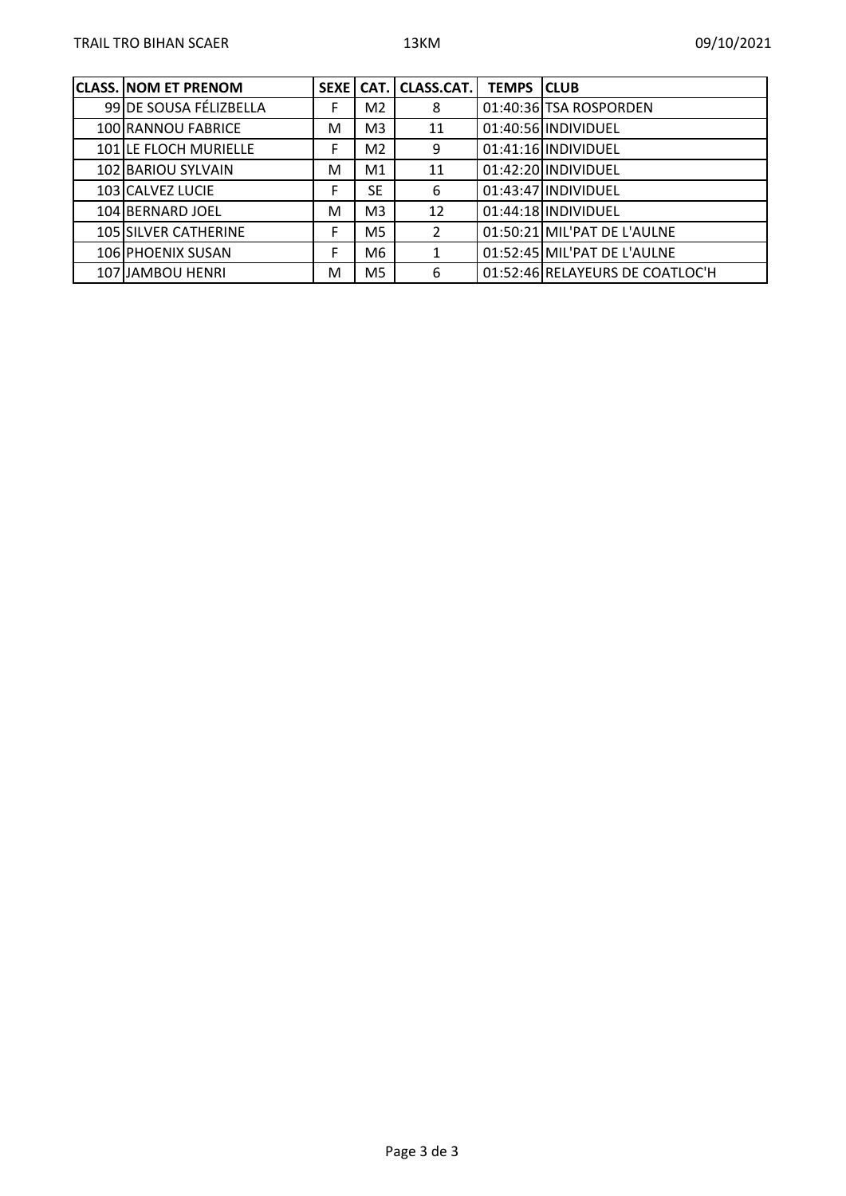TRAIL TRO BIHAN SCAER 13KM 09/10/2021

| CLASS. | NOM ET PRENOM | SEXE | CAT. | CLASS.CAT. | TEMPS | CLUB |
|---|---|---|---|---|---|---|
| 99 | DE SOUSA FÉLIZBELLA | F | M2 | 8 | 01:40:36 | TSA ROSPORDEN |
| 100 | RANNOU FABRICE | M | M3 | 11 | 01:40:56 | INDIVIDUEL |
| 101 | LE FLOCH MURIELLE | F | M2 | 9 | 01:41:16 | INDIVIDUEL |
| 102 | BARIOU SYLVAIN | M | M1 | 11 | 01:42:20 | INDIVIDUEL |
| 103 | CALVEZ LUCIE | F | SE | 6 | 01:43:47 | INDIVIDUEL |
| 104 | BERNARD JOEL | M | M3 | 12 | 01:44:18 | INDIVIDUEL |
| 105 | SILVER CATHERINE | F | M5 | 2 | 01:50:21 | MIL'PAT DE L'AULNE |
| 106 | PHOENIX SUSAN | F | M6 | 1 | 01:52:45 | MIL'PAT DE L'AULNE |
| 107 | JAMBOU HENRI | M | M5 | 6 | 01:52:46 | RELAYEURS DE COATLOC'H |